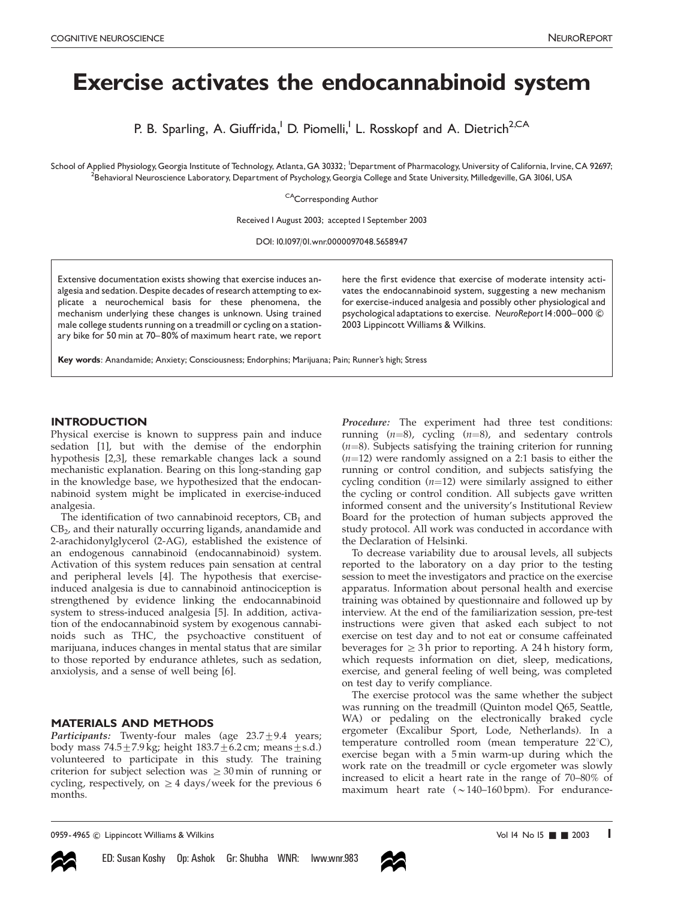# Exercise activates the endocannabinoid system

P. B. Sparling, A. Giuffrida,[1] D. Piomelli,[1] L. Rosskopf and A. Dietrich[2,CA]

School of Applied Physiology, Georgia Institute of Technology, Atlanta, GA 30332; [1]Department of Pharmacology, University of California, Irvine, CA 92697; [2]Behavioral Neuroscience Laboratory, Department of Psychology, Georgia College and State University, Milledgeville, GA 31061, USA

[CA]Corresponding Author

Received 1 August 2003; accepted 1 September 2003

DOI: 10.1097/01.wnr.0000097048.56589.47

Extensive documentation exists showing that exercise induces analgesia and sedation. Despite decades of research attempting to explicate a neurochemical basis for these phenomena, the mechanism underlying these changes is unknown. Using trained male college students running on a treadmill or cycling on a stationary bike for 50 min at 70–80% of maximum heart rate, we report here the first evidence that exercise of moderate intensity activates the endocannabinoid system, suggesting a new mechanism for exercise-induced analgesia and possibly other physiological and psychological adaptations to exercise. *NeuroReport* 14:000–000 © 2003 Lippincott Williams & Wilkins.

**Key words**: Anandamide; Anxiety; Consciousness; Endorphins; Marijuana; Pain; Runner's high; Stress

## INTRODUCTION

Physical exercise is known to suppress pain and induce sedation [1], but with the demise of the endorphin hypothesis [2,3], these remarkable changes lack a sound mechanistic explanation. Bearing on this long-standing gap in the knowledge base, we hypothesized that the endocannabinoid system might be implicated in exercise-induced analgesia.

The identification of two cannabinoid receptors, $CB_1$ and $CB_2$, and their naturally occurring ligands, anandamide and 2-arachidonylglycerol (2-AG), established the existence of an endogenous cannabinoid (endocannabinoid) system. Activation of this system reduces pain sensation at central and peripheral levels [4]. The hypothesis that exercise-induced analgesia is due to cannabinoid antinociception is strengthened by evidence linking the endocannabinoid system to stress-induced analgesia [5]. In addition, activation of the endocannabinoid system by exogenous cannabinoids such as THC, the psychoactive constituent of marijuana, induces changes in mental status that are similar to those reported by endurance athletes, such as sedation, anxiolysis, and a sense of well being [6].

## MATERIALS AND METHODS

***Participants:*** Twenty-four males (age 23.7±9.4 years; body mass 74.5±7.9 kg; height 183.7±6.2 cm; means±s.d.) volunteered to participate in this study. The training criterion for subject selection was ≥30 min of running or cycling, respectively, on ≥4 days/week for the previous 6 months.

***Procedure:*** The experiment had three test conditions: running ($n$=8), cycling ($n$=8), and sedentary controls ($n$=8). Subjects satisfying the training criterion for running ($n$=12) were randomly assigned on a 2:1 basis to either the running or control condition, and subjects satisfying the cycling condition ($n$=12) were similarly assigned to either the cycling or control condition. All subjects gave written informed consent and the university's Institutional Review Board for the protection of human subjects approved the study protocol. All work was conducted in accordance with the Declaration of Helsinki.

To decrease variability due to arousal levels, all subjects reported to the laboratory on a day prior to the testing session to meet the investigators and practice on the exercise apparatus. Information about personal health and exercise training was obtained by questionnaire and followed up by interview. At the end of the familiarization session, pre-test instructions were given that asked each subject to not exercise on test day and to not eat or consume caffeinated beverages for ≥3 h prior to reporting. A 24 h history form, which requests information on diet, sleep, medications, exercise, and general feeling of well being, was completed on test day to verify compliance.

The exercise protocol was the same whether the subject was running on the treadmill (Quinton model Q65, Seattle, WA) or pedaling on the electronically braked cycle ergometer (Excalibur Sport, Lode, Netherlands). In a temperature controlled room (mean temperature 22°C), exercise began with a 5 min warm-up during which the work rate on the treadmill or cycle ergometer was slowly increased to elicit a heart rate in the range of 70–80% of maximum heart rate (~140–160 bpm). For endurance-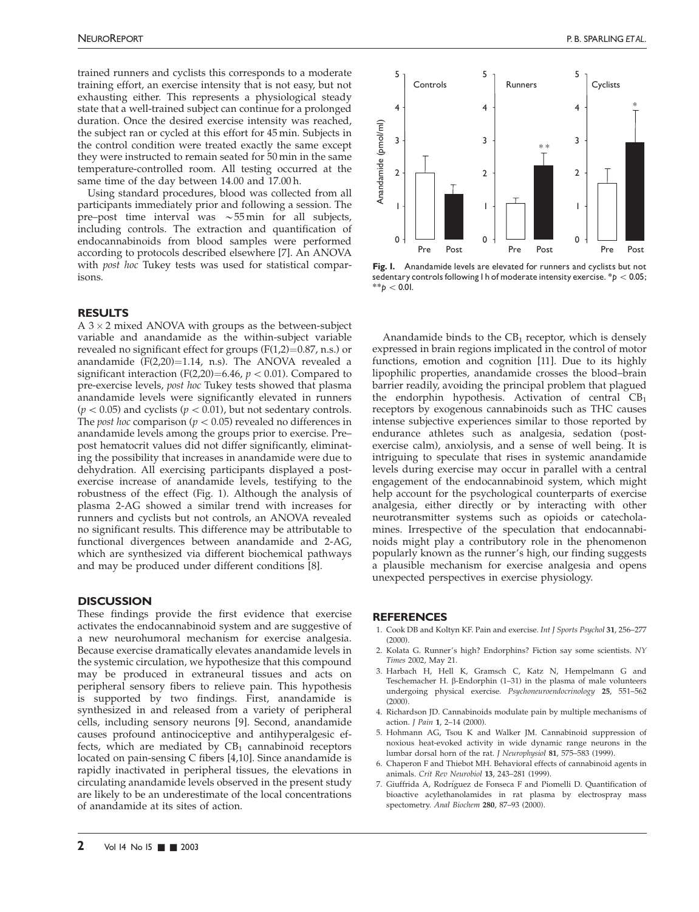trained runners and cyclists this corresponds to a moderate training effort, an exercise intensity that is not easy, but not exhausting either. This represents a physiological steady state that a well-trained subject can continue for a prolonged duration. Once the desired exercise intensity was reached, the subject ran or cycled at this effort for 45 min. Subjects in the control condition were treated exactly the same except they were instructed to remain seated for 50 min in the same temperature-controlled room. All testing occurred at the same time of the day between 14.00 and 17.00 h.

Using standard procedures, blood was collected from all participants immediately prior and following a session. The pre–post time interval was ~55 min for all subjects, including controls. The extraction and quantification of endocannabinoids from blood samples were performed according to protocols described elsewhere [7]. An ANOVA with *post hoc* Tukey tests was used for statistical comparisons.

**Fig. 1.** Anandamide levels are elevated for runners and cyclists but not sedentary controls following 1 h of moderate intensity exercise. *$p < 0.05$; **$p < 0.01$.

## RESULTS

A $3 \times 2$ mixed ANOVA with groups as the between-subject variable and anandamide as the within-subject variable revealed no significant effect for groups ($F(1,2)=0.87$, n.s.) or anandamide ($F(2,20)=1.14$, n.s). The ANOVA revealed a significant interaction ($F(2,20)=6.46$, $p < 0.01$). Compared to pre-exercise levels, *post hoc* Tukey tests showed that plasma anandamide levels were significantly elevated in runners ($p < 0.05$) and cyclists ($p < 0.01$), but not sedentary controls. The *post hoc* comparison ($p < 0.05$) revealed no differences in anandamide levels among the groups prior to exercise. Pre–post hematocrit values did not differ significantly, eliminating the possibility that increases in anandamide were due to dehydration. All exercising participants displayed a post-exercise increase of anandamide levels, testifying to the robustness of the effect (Fig. 1). Although the analysis of plasma 2-AG showed a similar trend with increases for runners and cyclists but not controls, an ANOVA revealed no significant results. This difference may be attributable to functional divergences between anandamide and 2-AG, which are synthesized via different biochemical pathways and may be produced under different conditions [8].

## DISCUSSION

These findings provide the first evidence that exercise activates the endocannabinoid system and are suggestive of a new neurohumoral mechanism for exercise analgesia. Because exercise dramatically elevates anandamide levels in the systemic circulation, we hypothesize that this compound may be produced in extraneural tissues and acts on peripheral sensory fibers to relieve pain. This hypothesis is supported by two findings. First, anandamide is synthesized in and released from a variety of peripheral cells, including sensory neurons [9]. Second, anandamide causes profound antinociceptive and antihyperalgesic effects, which are mediated by $CB_1$ cannabinoid receptors located on pain-sensing C fibers [4,10]. Since anandamide is rapidly inactivated in peripheral tissues, the elevations in circulating anandamide levels observed in the present study are likely to be an underestimate of the local concentrations of anandamide at its sites of action.

Anandamide binds to the $CB_1$ receptor, which is densely expressed in brain regions implicated in the control of motor functions, emotion and cognition [11]. Due to its highly lipophilic properties, anandamide crosses the blood–brain barrier readily, avoiding the principal problem that plagued the endorphin hypothesis. Activation of central $CB_1$ receptors by exogenous cannabinoids such as THC causes intense subjective experiences similar to those reported by endurance athletes such as analgesia, sedation (post-exercise calm), anxiolysis, and a sense of well being. It is intriguing to speculate that rises in systemic anandamide levels during exercise may occur in parallel with a central engagement of the endocannabinoid system, which might help account for the psychological counterparts of exercise analgesia, either directly or by interacting with other neurotransmitter systems such as opioids or catecholamines. Irrespective of the speculation that endocannabinoids might play a contributory role in the phenomenon popularly known as the runner's high, our finding suggests a plausible mechanism for exercise analgesia and opens unexpected perspectives in exercise physiology.

## REFERENCES

1. Cook DB and Koltyn KF. Pain and exercise. *Int J Sports Psychol* **31**, 256–277 (2000).
2. Kolata G. Runner's high? Endorphins? Fiction say some scientists. *NY Times* 2002, May 21.
3. Harbach H, Hell K, Gramsch C, Katz N, Hempelmann G and Teschemacher H. β-Endorphin (1–31) in the plasma of male volunteers undergoing physical exercise. *Psychoneuroendocrinology* **25**, 551–562 (2000).
4. Richardson JD. Cannabinoids modulate pain by multiple mechanisms of action. *J Pain* **1**, 2–14 (2000).
5. Hohmann AG, Tsou K and Walker JM. Cannabinoid suppression of noxious heat-evoked activity in wide dynamic range neurons in the lumbar dorsal horn of the rat. *J Neurophysiol* **81**, 575–583 (1999).
6. Chaperon F and Thiebot MH. Behavioral effects of cannabinoid agents in animals. *Crit Rev Neurobiol* **13**, 243–281 (1999).
7. Giuffrida A, Rodríguez de Fonseca F and Piomelli D. Quantification of bioactive acylethanolamides in rat plasma by electrospray mass spectometry. *Anal Biochem* **280**, 87–93 (2000).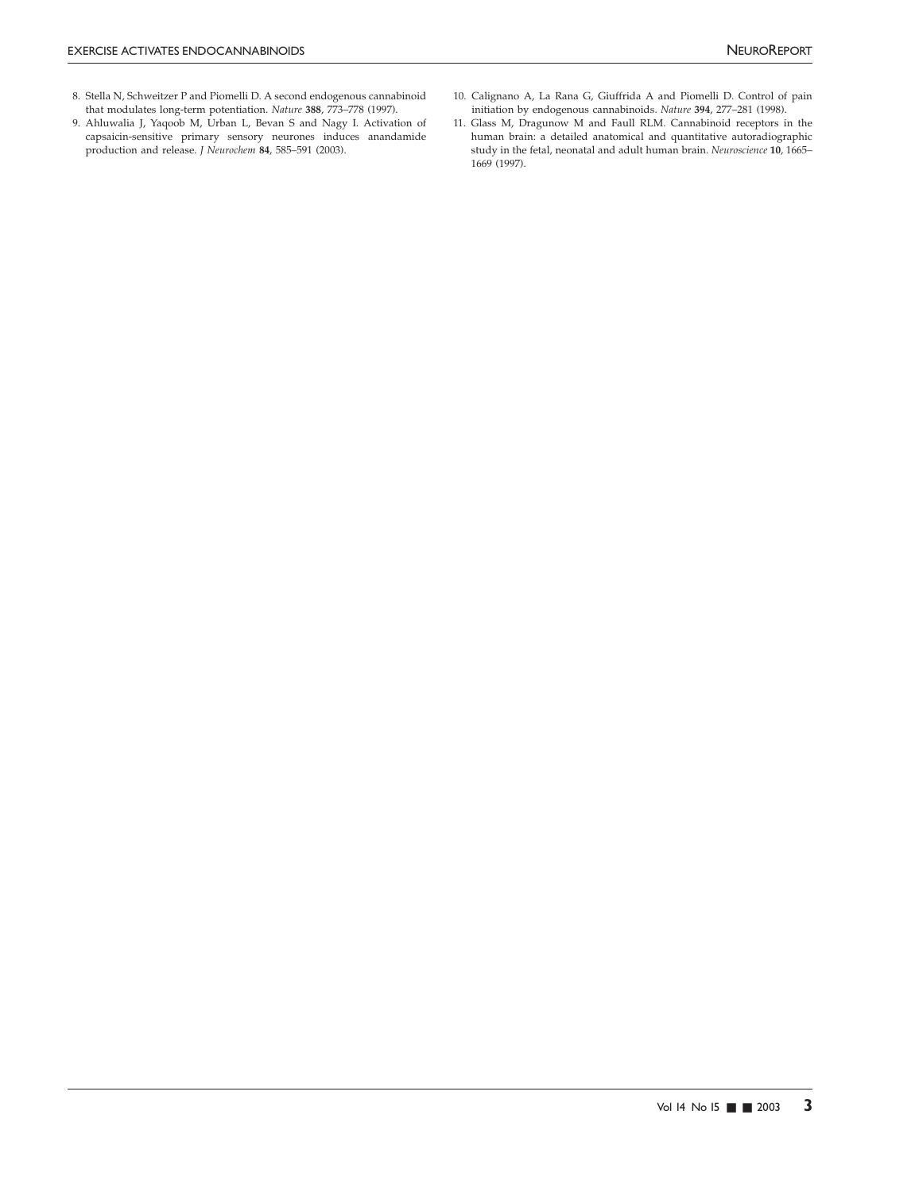8. Stella N, Schweitzer P and Piomelli D. A second endogenous cannabinoid that modulates long-term potentiation. *Nature* **388**, 773–778 (1997).
9. Ahluwalia J, Yaqoob M, Urban L, Bevan S and Nagy I. Activation of capsaicin-sensitive primary sensory neurones induces anandamide production and release. *J Neurochem* **84**, 585–591 (2003).
10. Calignano A, La Rana G, Giuffrida A and Piomelli D. Control of pain initiation by endogenous cannabinoids. *Nature* **394**, 277–281 (1998).
11. Glass M, Dragunow M and Faull RLM. Cannabinoid receptors in the human brain: a detailed anatomical and quantitative autoradiographic study in the fetal, neonatal and adult human brain. *Neuroscience* **10**, 1665–1669 (1997).